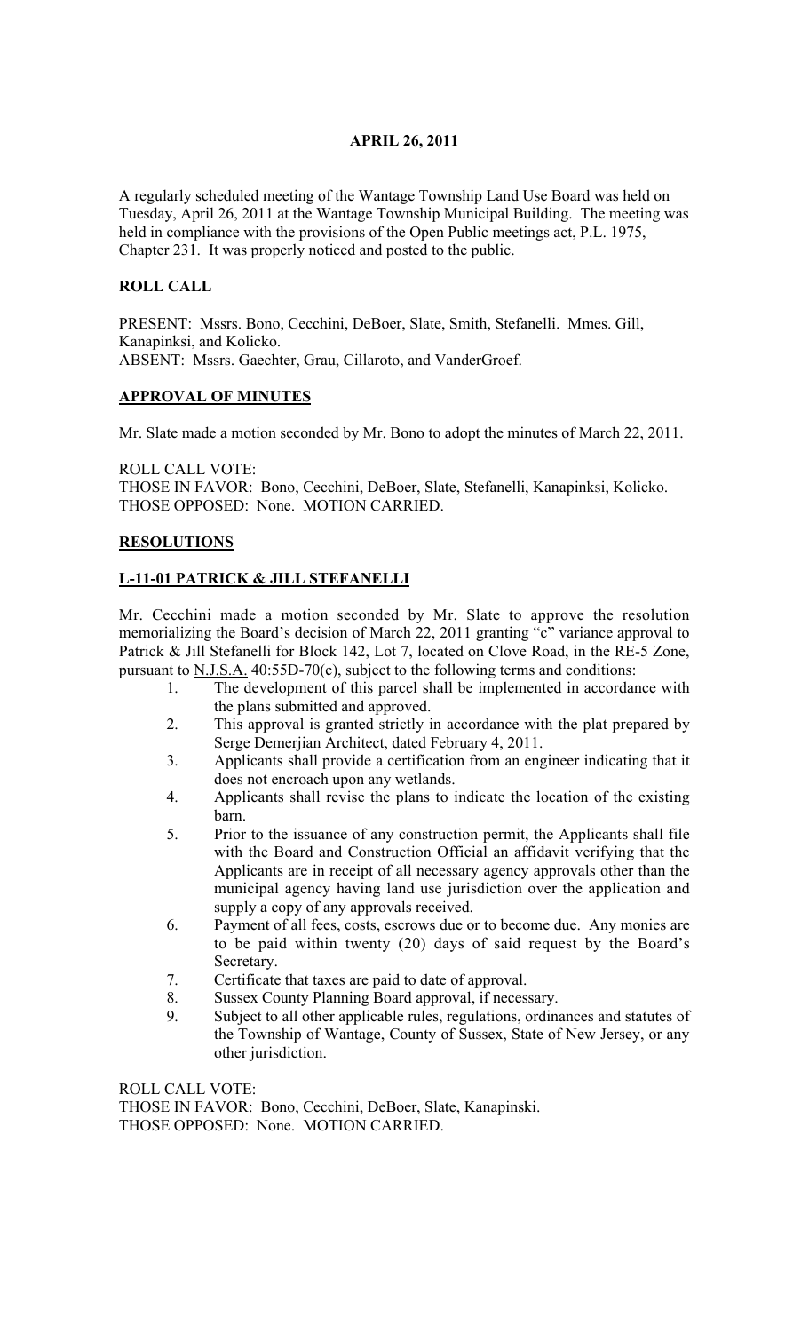# APRIL 26, 2011

A regularly scheduled meeting of the Wantage Township Land Use Board was held on Tuesday, April 26, 2011 at the Wantage Township Municipal Building. The meeting was held in compliance with the provisions of the Open Public meetings act, P.L. 1975, Chapter 231. It was properly noticed and posted to the public.

## ROLL CALL

PRESENT: Mssrs. Bono, Cecchini, DeBoer, Slate, Smith, Stefanelli. Mmes. Gill, Kanapinksi, and Kolicko.
ABSENT: Mssrs. Gaechter, Grau, Cillaroto, and VanderGroef.

## APPROVAL OF MINUTES

Mr. Slate made a motion seconded by Mr. Bono to adopt the minutes of March 22, 2011.

ROLL CALL VOTE:
THOSE IN FAVOR: Bono, Cecchini, DeBoer, Slate, Stefanelli, Kanapinksi, Kolicko.
THOSE OPPOSED: None. MOTION CARRIED.

## RESOLUTIONS

### L-11-01 PATRICK & JILL STEFANELLI

Mr. Cecchini made a motion seconded by Mr. Slate to approve the resolution memorializing the Board's decision of March 22, 2011 granting "c" variance approval to Patrick & Jill Stefanelli for Block 142, Lot 7, located on Clove Road, in the RE-5 Zone, pursuant to N.J.S.A. 40:55D-70(c), subject to the following terms and conditions:

1. The development of this parcel shall be implemented in accordance with the plans submitted and approved.
2. This approval is granted strictly in accordance with the plat prepared by Serge Demerjian Architect, dated February 4, 2011.
3. Applicants shall provide a certification from an engineer indicating that it does not encroach upon any wetlands.
4. Applicants shall revise the plans to indicate the location of the existing barn.
5. Prior to the issuance of any construction permit, the Applicants shall file with the Board and Construction Official an affidavit verifying that the Applicants are in receipt of all necessary agency approvals other than the municipal agency having land use jurisdiction over the application and supply a copy of any approvals received.
6. Payment of all fees, costs, escrows due or to become due. Any monies are to be paid within twenty (20) days of said request by the Board's Secretary.
7. Certificate that taxes are paid to date of approval.
8. Sussex County Planning Board approval, if necessary.
9. Subject to all other applicable rules, regulations, ordinances and statutes of the Township of Wantage, County of Sussex, State of New Jersey, or any other jurisdiction.

ROLL CALL VOTE:
THOSE IN FAVOR: Bono, Cecchini, DeBoer, Slate, Kanapinski.
THOSE OPPOSED: None. MOTION CARRIED.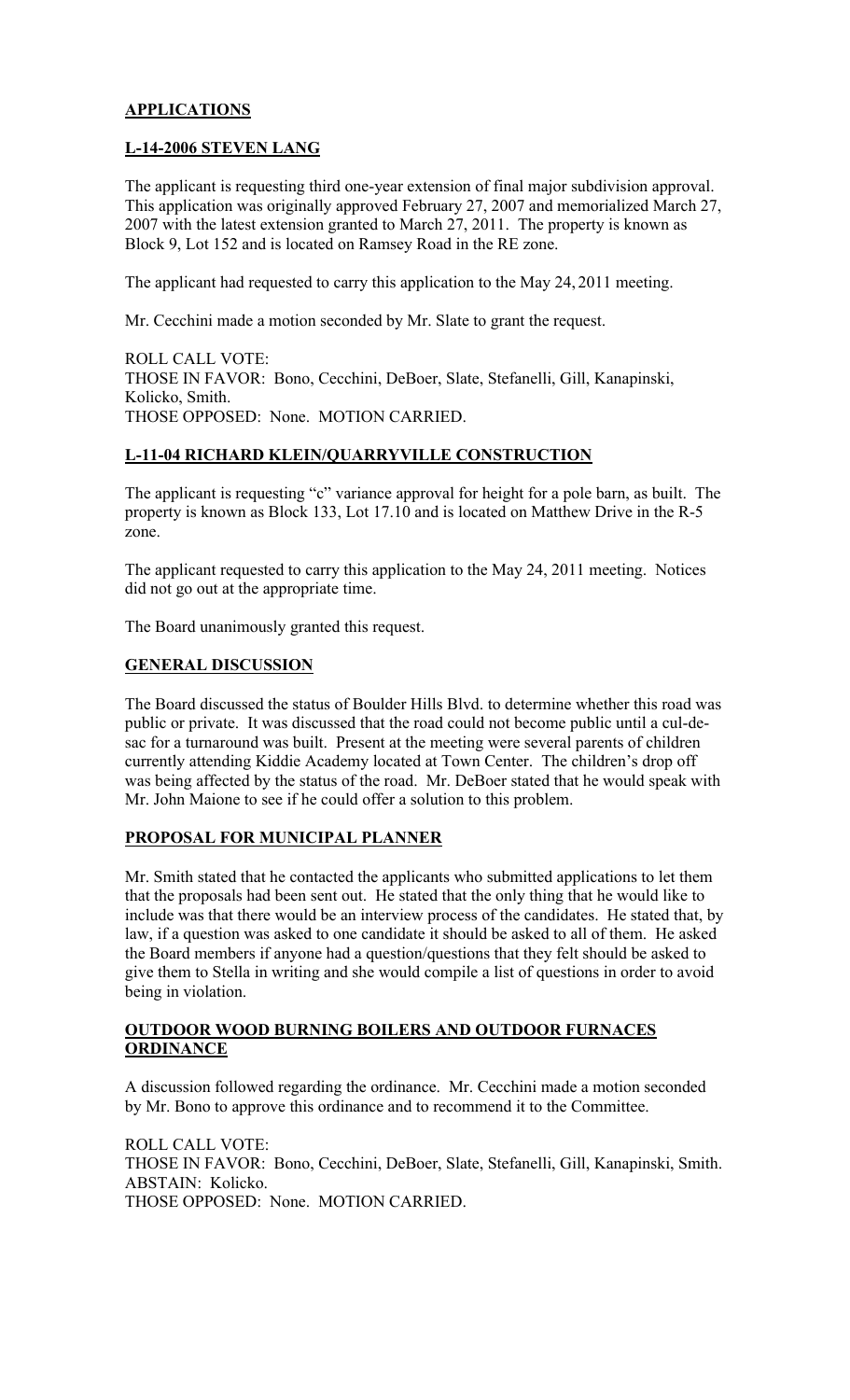## **APPLICATIONS**

### **L-14-2006 STEVEN LANG**

The applicant is requesting third one-year extension of final major subdivision approval. This application was originally approved February 27, 2007 and memorialized March 27, 2007 with the latest extension granted to March 27, 2011. The property is known as Block 9, Lot 152 and is located on Ramsey Road in the RE zone.

The applicant had requested to carry this application to the May 24, 2011 meeting.

Mr. Cecchini made a motion seconded by Mr. Slate to grant the request.

ROLL CALL VOTE:
THOSE IN FAVOR: Bono, Cecchini, DeBoer, Slate, Stefanelli, Gill, Kanapinski, Kolicko, Smith.
THOSE OPPOSED: None. MOTION CARRIED.

### **L-11-04 RICHARD KLEIN/QUARRYVILLE CONSTRUCTION**

The applicant is requesting "c" variance approval for height for a pole barn, as built. The property is known as Block 133, Lot 17.10 and is located on Matthew Drive in the R-5 zone.

The applicant requested to carry this application to the May 24, 2011 meeting. Notices did not go out at the appropriate time.

The Board unanimously granted this request.

## **GENERAL DISCUSSION**

The Board discussed the status of Boulder Hills Blvd. to determine whether this road was public or private. It was discussed that the road could not become public until a cul-de-sac for a turnaround was built. Present at the meeting were several parents of children currently attending Kiddie Academy located at Town Center. The children's drop off was being affected by the status of the road. Mr. DeBoer stated that he would speak with Mr. John Maione to see if he could offer a solution to this problem.

## **PROPOSAL FOR MUNICIPAL PLANNER**

Mr. Smith stated that he contacted the applicants who submitted applications to let them that the proposals had been sent out. He stated that the only thing that he would like to include was that there would be an interview process of the candidates. He stated that, by law, if a question was asked to one candidate it should be asked to all of them. He asked the Board members if anyone had a question/questions that they felt should be asked to give them to Stella in writing and she would compile a list of questions in order to avoid being in violation.

## **OUTDOOR WOOD BURNING BOILERS AND OUTDOOR FURNACES ORDINANCE**

A discussion followed regarding the ordinance. Mr. Cecchini made a motion seconded by Mr. Bono to approve this ordinance and to recommend it to the Committee.

ROLL CALL VOTE:
THOSE IN FAVOR: Bono, Cecchini, DeBoer, Slate, Stefanelli, Gill, Kanapinski, Smith.
ABSTAIN: Kolicko.
THOSE OPPOSED: None. MOTION CARRIED.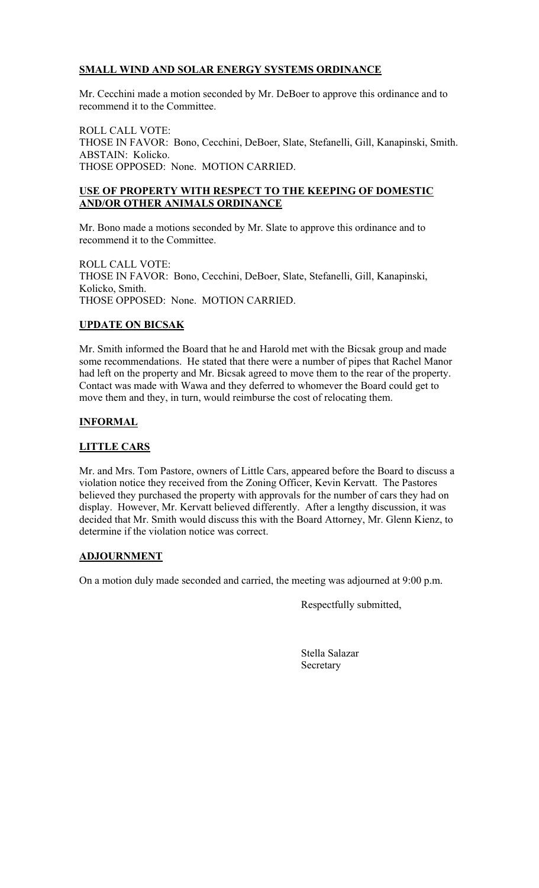## SMALL WIND AND SOLAR ENERGY SYSTEMS ORDINANCE

Mr. Cecchini made a motion seconded by Mr. DeBoer to approve this ordinance and to recommend it to the Committee.

ROLL CALL VOTE:
THOSE IN FAVOR: Bono, Cecchini, DeBoer, Slate, Stefanelli, Gill, Kanapinski, Smith.
ABSTAIN: Kolicko.
THOSE OPPOSED: None. MOTION CARRIED.

## USE OF PROPERTY WITH RESPECT TO THE KEEPING OF DOMESTIC AND/OR OTHER ANIMALS ORDINANCE

Mr. Bono made a motions seconded by Mr. Slate to approve this ordinance and to recommend it to the Committee.

ROLL CALL VOTE:
THOSE IN FAVOR: Bono, Cecchini, DeBoer, Slate, Stefanelli, Gill, Kanapinski, Kolicko, Smith.
THOSE OPPOSED: None. MOTION CARRIED.

## UPDATE ON BICSAK

Mr. Smith informed the Board that he and Harold met with the Bicsak group and made some recommendations. He stated that there were a number of pipes that Rachel Manor had left on the property and Mr. Bicsak agreed to move them to the rear of the property. Contact was made with Wawa and they deferred to whomever the Board could get to move them and they, in turn, would reimburse the cost of relocating them.

## INFORMAL

## LITTLE CARS

Mr. and Mrs. Tom Pastore, owners of Little Cars, appeared before the Board to discuss a violation notice they received from the Zoning Officer, Kevin Kervatt. The Pastores believed they purchased the property with approvals for the number of cars they had on display. However, Mr. Kervatt believed differently. After a lengthy discussion, it was decided that Mr. Smith would discuss this with the Board Attorney, Mr. Glenn Kienz, to determine if the violation notice was correct.

## ADJOURNMENT

On a motion duly made seconded and carried, the meeting was adjourned at 9:00 p.m.

Respectfully submitted,

Stella Salazar
Secretary